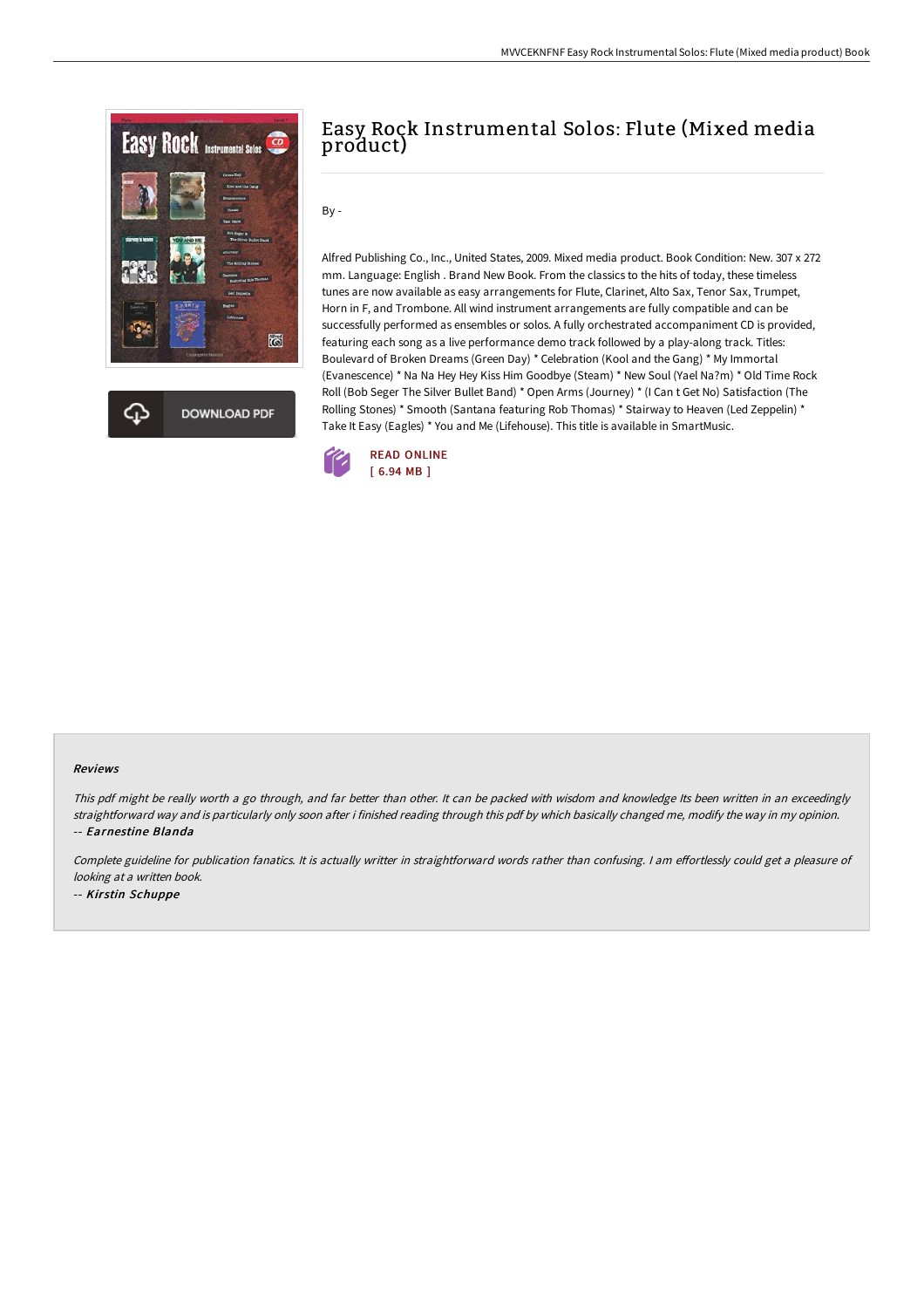# Easy Rock Instrumental Solos: Flute (Mixed media product)

By -

Alfred Publishing Co., Inc., United States, 2009. Mixed media product. Book Condition: New. 307 x 272 mm. Language: English . Brand New Book. From the classics to the hits of today, these timeless tunes are now available as easy arrangements for Flute, Clarinet, Alto Sax, Tenor Sax, Trumpet, Horn in F, and Trombone. All wind instrument arrangements are fully compatible and can be successfully performed as ensembles or solos. A fully orchestrated accompaniment CD is provided, featuring each song as a live performance demo track followed by a play-along track. Titles: Boulevard of Broken Dreams (Green Day) * Celebration (Kool and the Gang) * My Immortal (Evanescence) * Na Na Hey Hey Kiss Him Goodbye (Steam) * New Soul (Yael Na?m) * Old Time Rock Roll (Bob Seger The Silver Bullet Band) * Open Arms (Journey) * (I Can t Get No) Satisfaction (The Rolling Stones) * Smooth (Santana featuring Rob Thomas) * Stairway to Heaven (Led Zeppelin) * Take It Easy (Eagles) * You and Me (Lifehouse). This title is available in SmartMusic.

READ ONLINE
[ 6.94 MB ]

DOWNLOAD PDF

### Reviews

*This pdf might be really worth a go through, and far better than other. It can be packed with wisdom and knowledge Its been written in an exceedingly straightforward way and is particularly only soon after i finished reading through this pdf by which basically changed me, modify the way in my opinion.*
-- ***Earnestine Blanda***

*Complete guideline for publication fanatics. It is actually writter in straightforward words rather than confusing. I am effortlessly could get a pleasure of looking at a written book.*
-- ***Kirstin Schuppe***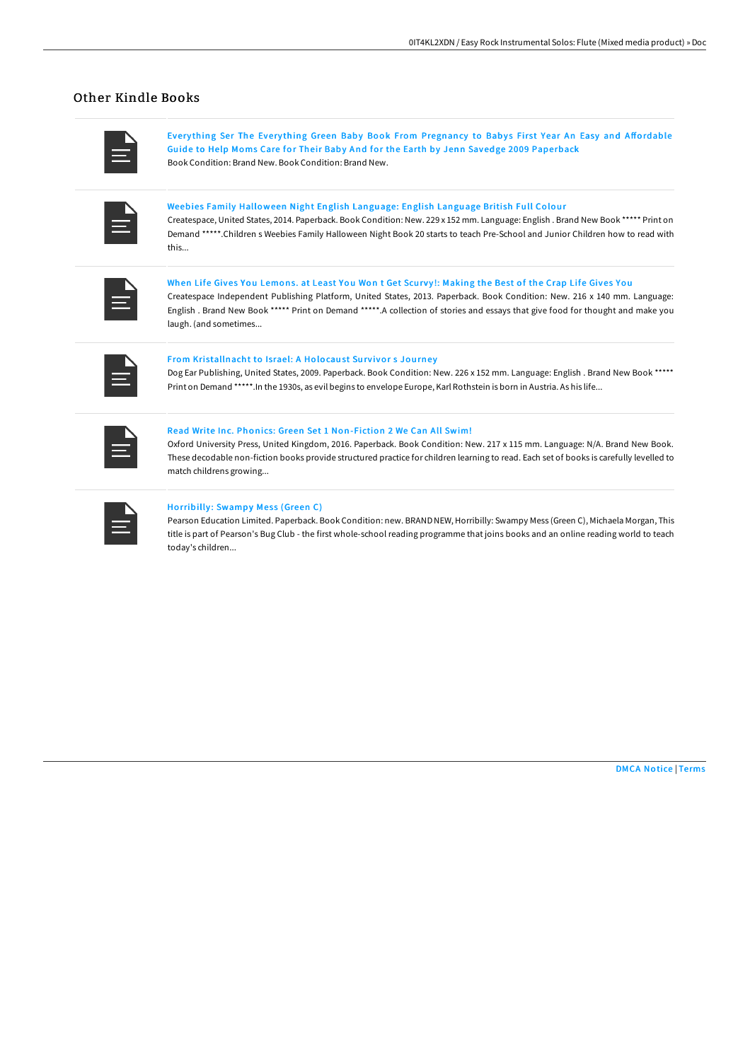## Other Kindle Books

**Everything Ser The Everything Green Baby Book From Pregnancy to Babys First Year An Easy and Affordable Guide to Help Moms Care for Their Baby And for the Earth by Jenn Savedge 2009 Paperback**

Book Condition: Brand New. Book Condition: Brand New.

**Weebies Family Halloween Night English Language: English Language British Full Colour**

Createspace, United States, 2014. Paperback. Book Condition: New. 229 x 152 mm. Language: English . Brand New Book ***** Print on Demand *****.Children s Weebies Family Halloween Night Book 20 starts to teach Pre-School and Junior Children how to read with this...

**When Life Gives You Lemons. at Least You Won t Get Scurvy!: Making the Best of the Crap Life Gives You**

Createspace Independent Publishing Platform, United States, 2013. Paperback. Book Condition: New. 216 x 140 mm. Language: English . Brand New Book ***** Print on Demand *****.A collection of stories and essays that give food for thought and make you laugh. (and sometimes...

**From Kristallnacht to Israel: A Holocaust Survivor s Journey**

Dog Ear Publishing, United States, 2009. Paperback. Book Condition: New. 226 x 152 mm. Language: English . Brand New Book ***** Print on Demand *****.In the 1930s, as evil begins to envelope Europe, Karl Rothstein is born in Austria. As his life...

**Read Write Inc. Phonics: Green Set 1 Non-Fiction 2 We Can All Swim!**

Oxford University Press, United Kingdom, 2016. Paperback. Book Condition: New. 217 x 115 mm. Language: N/A. Brand New Book. These decodable non-fiction books provide structured practice for children learning to read. Each set of books is carefully levelled to match childrens growing...

**Horribilly: Swampy Mess (Green C)**

Pearson Education Limited. Paperback. Book Condition: new. BRAND NEW, Horribilly: Swampy Mess (Green C), Michaela Morgan, This title is part of Pearson's Bug Club - the first whole-school reading programme that joins books and an online reading world to teach today's children...